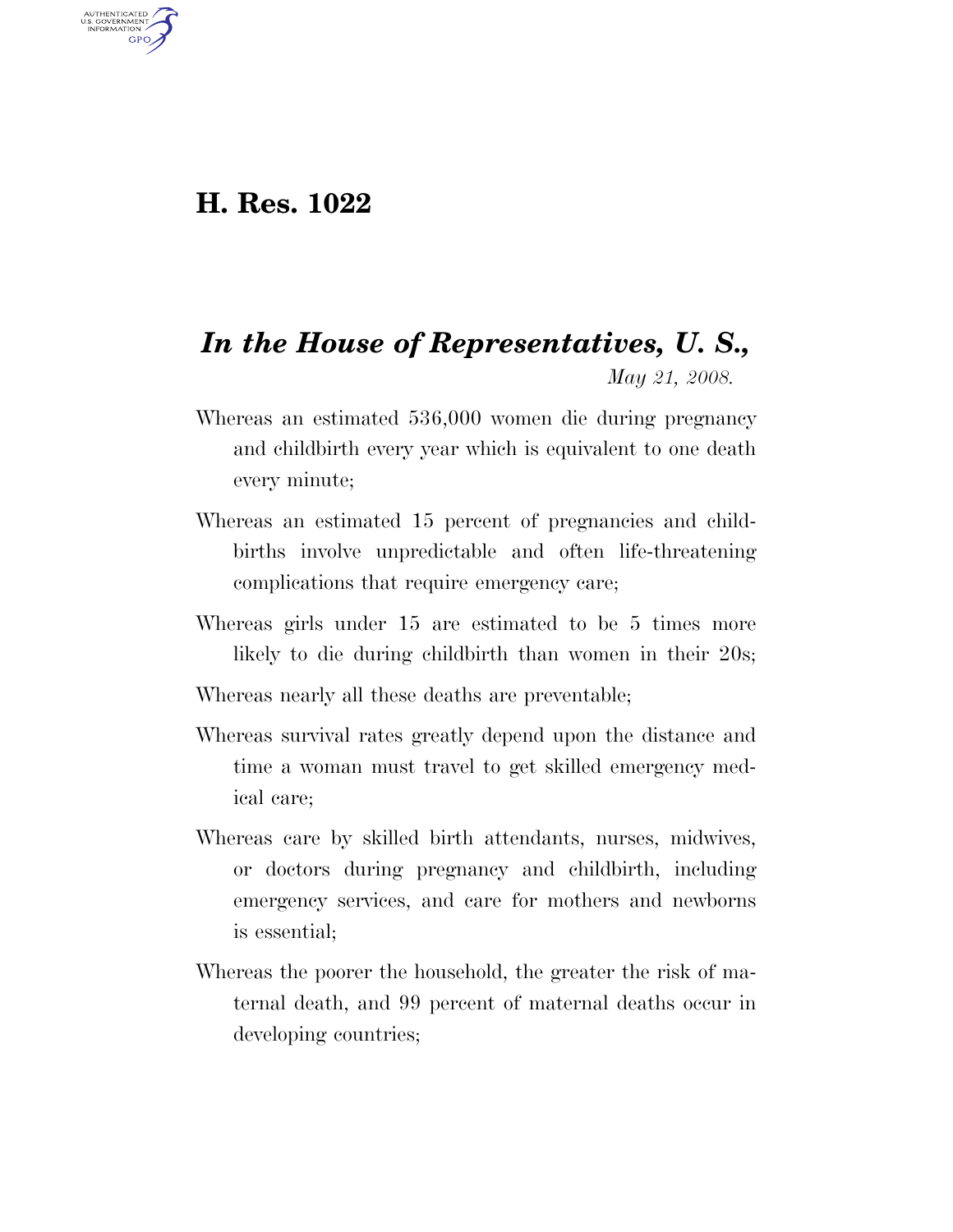# H. Res. 1022

## *In the House of Representatives, U. S.,*

*May 21, 2008.*

Whereas an estimated 536,000 women die during pregnancy and childbirth every year which is equivalent to one death every minute;

Whereas an estimated 15 percent of pregnancies and childbirths involve unpredictable and often life-threatening complications that require emergency care;

Whereas girls under 15 are estimated to be 5 times more likely to die during childbirth than women in their 20s;

Whereas nearly all these deaths are preventable;

Whereas survival rates greatly depend upon the distance and time a woman must travel to get skilled emergency medical care;

Whereas care by skilled birth attendants, nurses, midwives, or doctors during pregnancy and childbirth, including emergency services, and care for mothers and newborns is essential;

Whereas the poorer the household, the greater the risk of maternal death, and 99 percent of maternal deaths occur in developing countries;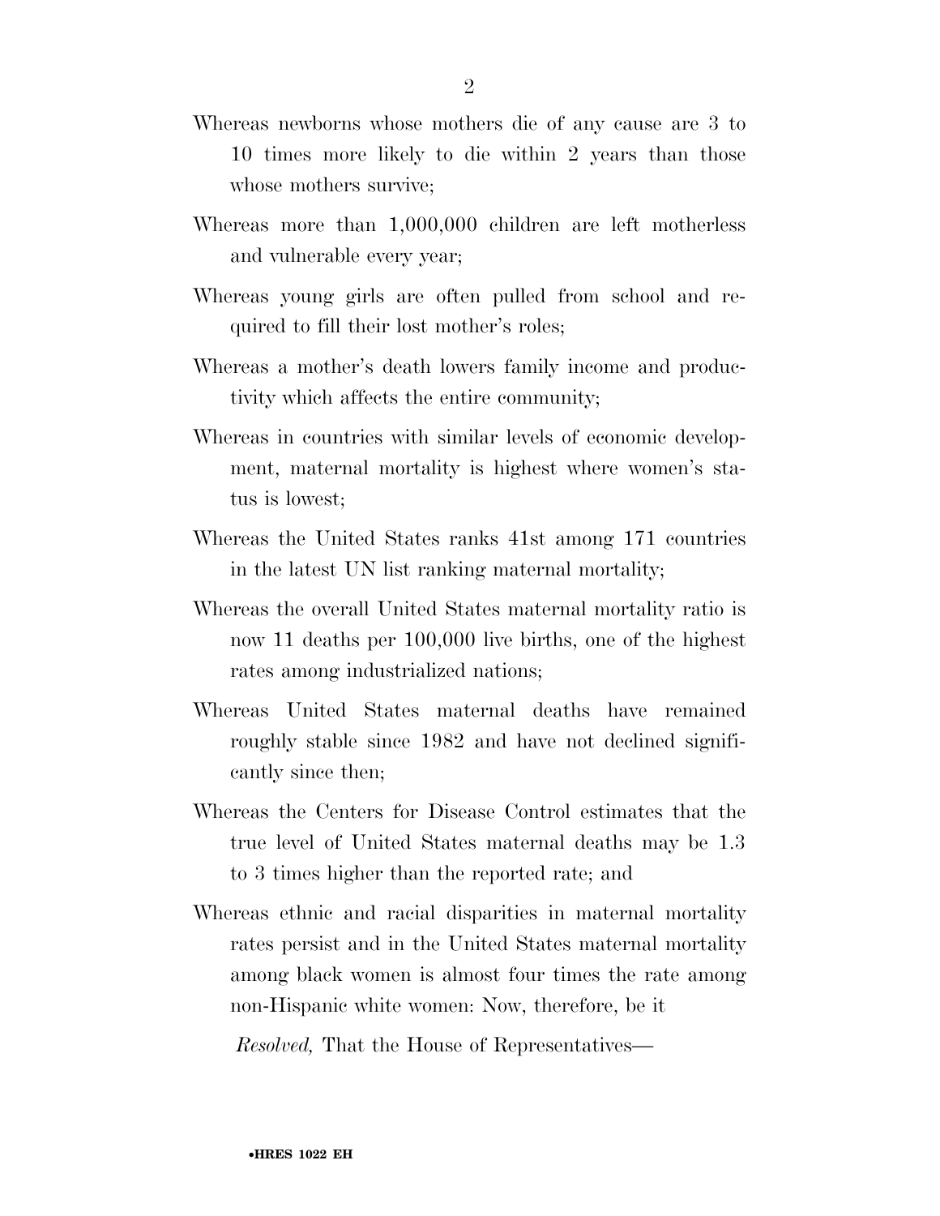Whereas newborns whose mothers die of any cause are 3 to 10 times more likely to die within 2 years than those whose mothers survive;

Whereas more than 1,000,000 children are left motherless and vulnerable every year;

Whereas young girls are often pulled from school and required to fill their lost mother's roles;

Whereas a mother's death lowers family income and productivity which affects the entire community;

Whereas in countries with similar levels of economic development, maternal mortality is highest where women's status is lowest;

Whereas the United States ranks 41st among 171 countries in the latest UN list ranking maternal mortality;

Whereas the overall United States maternal mortality ratio is now 11 deaths per 100,000 live births, one of the highest rates among industrialized nations;

Whereas United States maternal deaths have remained roughly stable since 1982 and have not declined significantly since then;

Whereas the Centers for Disease Control estimates that the true level of United States maternal deaths may be 1.3 to 3 times higher than the reported rate; and

Whereas ethnic and racial disparities in maternal mortality rates persist and in the United States maternal mortality among black women is almost four times the rate among non-Hispanic white women: Now, therefore, be it

*Resolved,* That the House of Representatives—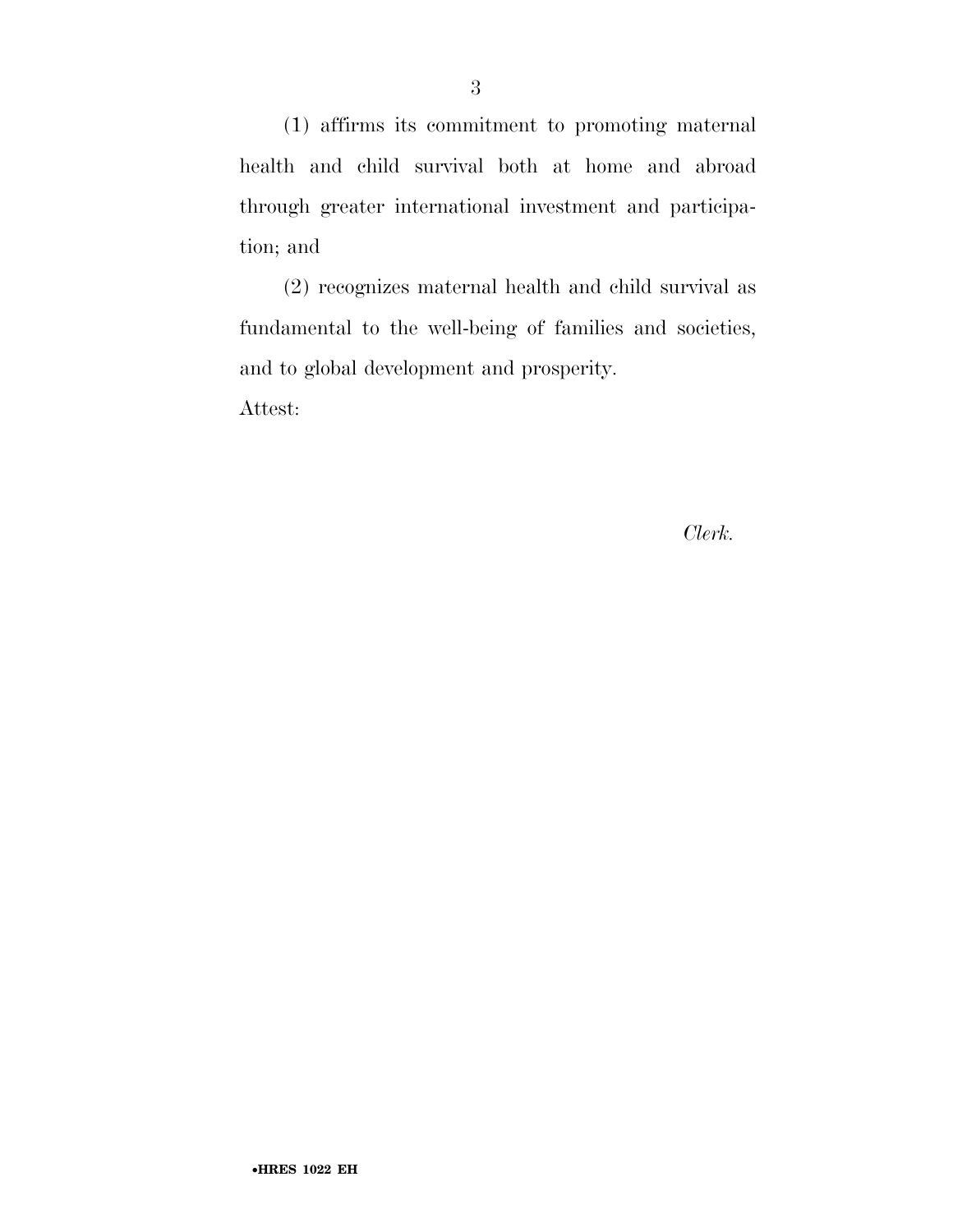(1) affirms its commitment to promoting maternal health and child survival both at home and abroad through greater international investment and participation; and

(2) recognizes maternal health and child survival as fundamental to the well-being of families and societies, and to global development and prosperity.

Attest:

*Clerk.*